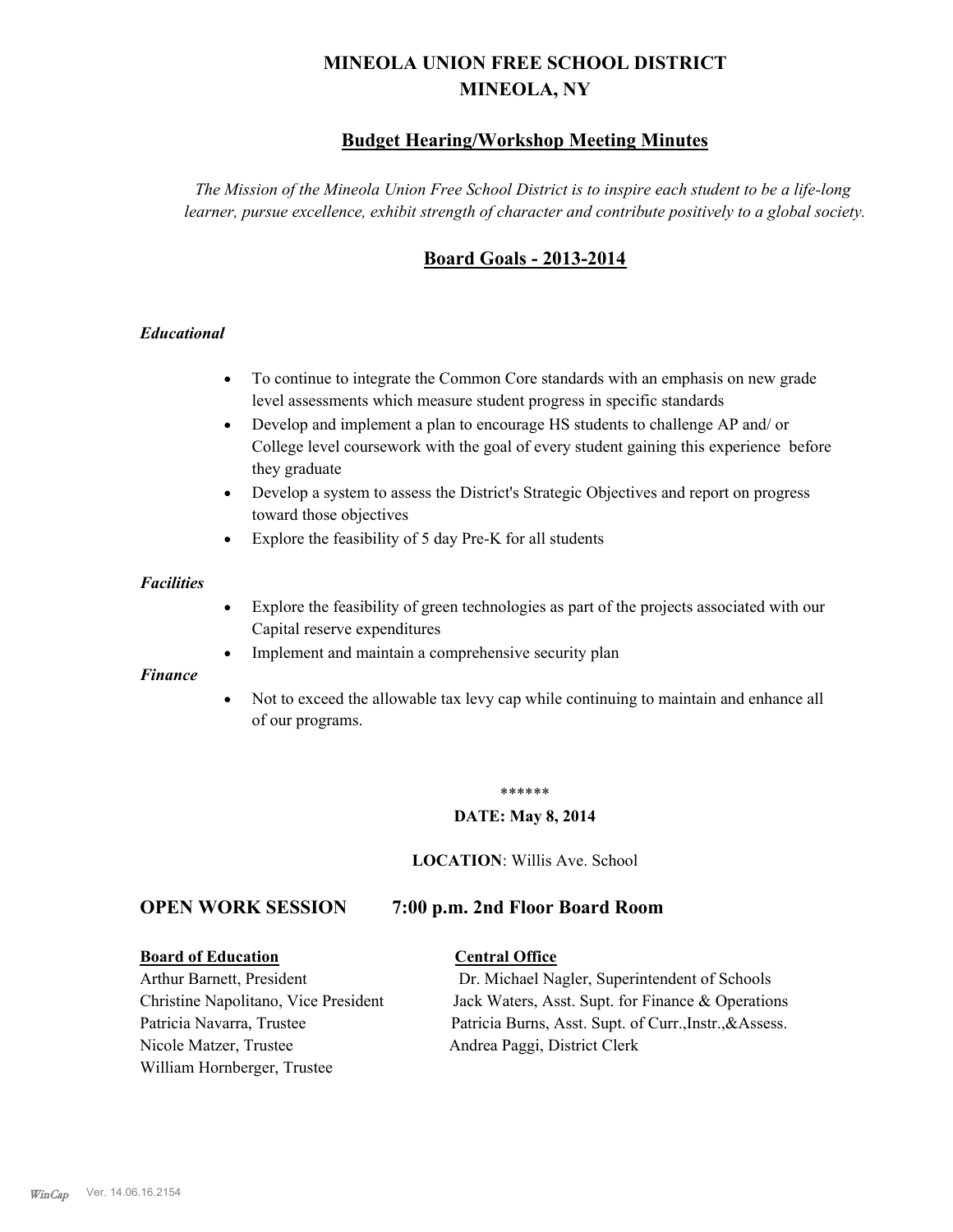# MINEOLA UNION FREE SCHOOL DISTRICT
# MINEOLA, NY

## Budget Hearing/Workshop Meeting Minutes

*The Mission of the Mineola Union Free School District is to inspire each student to be a life-long learner, pursue excellence, exhibit strength of character and contribute positively to a global society.*

## Board Goals - 2013-2014

### *Educational*

- To continue to integrate the Common Core standards with an emphasis on new grade level assessments which measure student progress in specific standards
- Develop and implement a plan to encourage HS students to challenge AP and/ or College level coursework with the goal of every student gaining this experience before they graduate
- Develop a system to assess the District's Strategic Objectives and report on progress toward those objectives
- Explore the feasibility of 5 day Pre-K for all students

### *Facilities*

- Explore the feasibility of green technologies as part of the projects associated with our Capital reserve expenditures
- Implement and maintain a comprehensive security plan

### *Finance*

- Not to exceed the allowable tax levy cap while continuing to maintain and enhance all of our programs.

******

**DATE: May 8, 2014**

**LOCATION**: Willis Ave. School

## OPEN WORK SESSION 7:00 p.m. 2nd Floor Board Room

**Board of Education**

Arthur Barnett, President
Christine Napolitano, Vice President
Patricia Navarra, Trustee
Nicole Matzer, Trustee
William Hornberger, Trustee

**Central Office**

Dr. Michael Nagler, Superintendent of Schools
Jack Waters, Asst. Supt. for Finance & Operations
Patricia Burns, Asst. Supt. of Curr.,Instr.,&Assess.
Andrea Paggi, District Clerk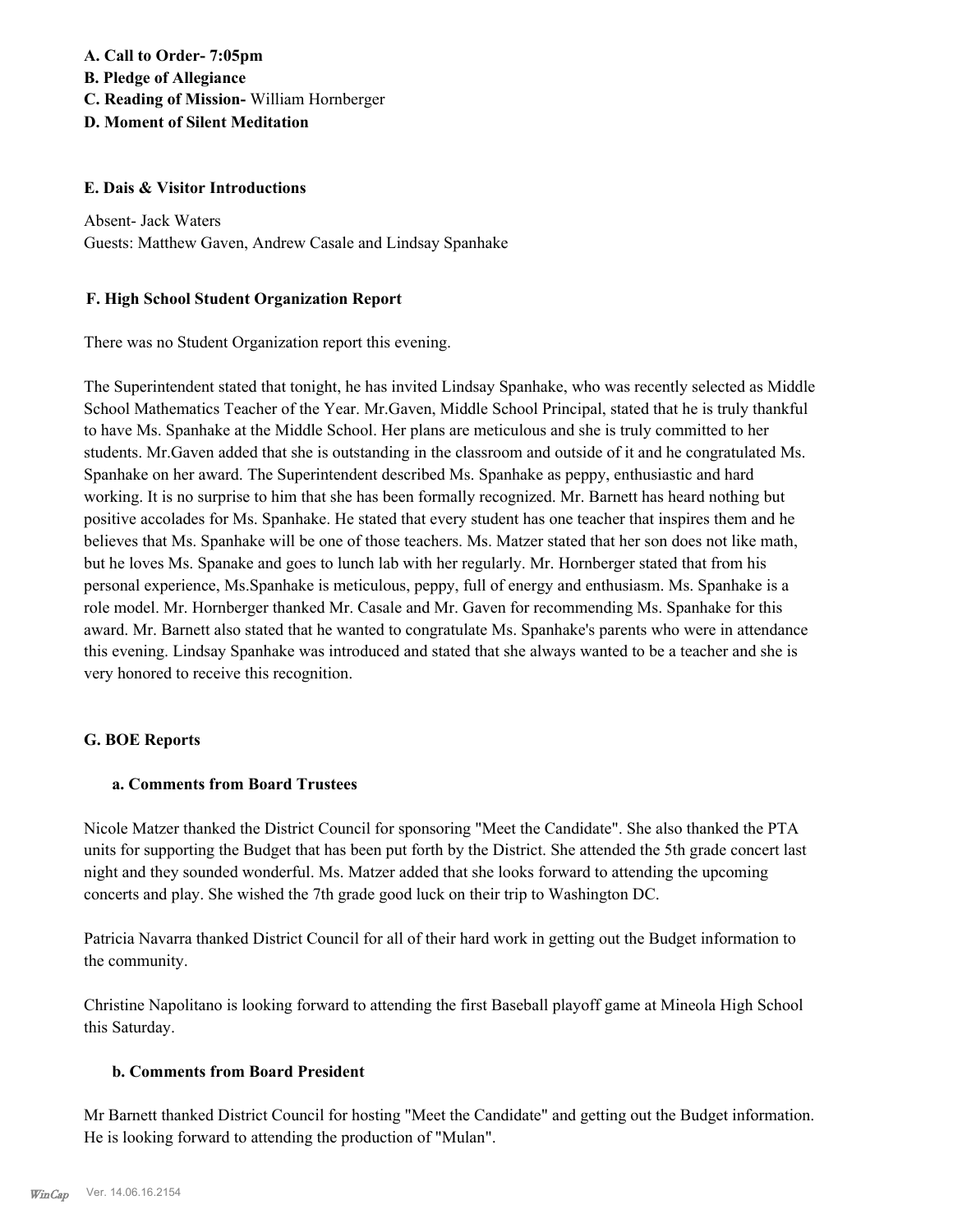**A. Call to Order- 7:05pm**
**B. Pledge of Allegiance**
**C. Reading of Mission-** William Hornberger
**D. Moment of Silent Meditation**

**E. Dais & Visitor Introductions**

Absent- Jack Waters
Guests: Matthew Gaven, Andrew Casale and Lindsay Spanhake

**F. High School Student Organization Report**

There was no Student Organization report this evening.

The Superintendent stated that tonight, he has invited Lindsay Spanhake, who was recently selected as Middle School Mathematics Teacher of the Year. Mr.Gaven, Middle School Principal, stated that he is truly thankful to have Ms. Spanhake at the Middle School. Her plans are meticulous and she is truly committed to her students. Mr.Gaven added that she is outstanding in the classroom and outside of it and he congratulated Ms. Spanhake on her award. The Superintendent described Ms. Spanhake as peppy, enthusiastic and hard working. It is no surprise to him that she has been formally recognized. Mr. Barnett has heard nothing but positive accolades for Ms. Spanhake. He stated that every student has one teacher that inspires them and he believes that Ms. Spanhake will be one of those teachers. Ms. Matzer stated that her son does not like math, but he loves Ms. Spanake and goes to lunch lab with her regularly. Mr. Hornberger stated that from his personal experience, Ms.Spanhake is meticulous, peppy, full of energy and enthusiasm. Ms. Spanhake is a role model. Mr. Hornberger thanked Mr. Casale and Mr. Gaven for recommending Ms. Spanhake for this award. Mr. Barnett also stated that he wanted to congratulate Ms. Spanhake's parents who were in attendance this evening. Lindsay Spanhake was introduced and stated that she always wanted to be a teacher and she is very honored to receive this recognition.

**G. BOE Reports**

**a. Comments from Board Trustees**

Nicole Matzer thanked the District Council for sponsoring "Meet the Candidate". She also thanked the PTA units for supporting the Budget that has been put forth by the District. She attended the 5th grade concert last night and they sounded wonderful. Ms. Matzer added that she looks forward to attending the upcoming concerts and play. She wished the 7th grade good luck on their trip to Washington DC.

Patricia Navarra thanked District Council for all of their hard work in getting out the Budget information to the community.

Christine Napolitano is looking forward to attending the first Baseball playoff game at Mineola High School this Saturday.

**b. Comments from Board President**

Mr Barnett thanked District Council for hosting "Meet the Candidate" and getting out the Budget information. He is looking forward to attending the production of "Mulan".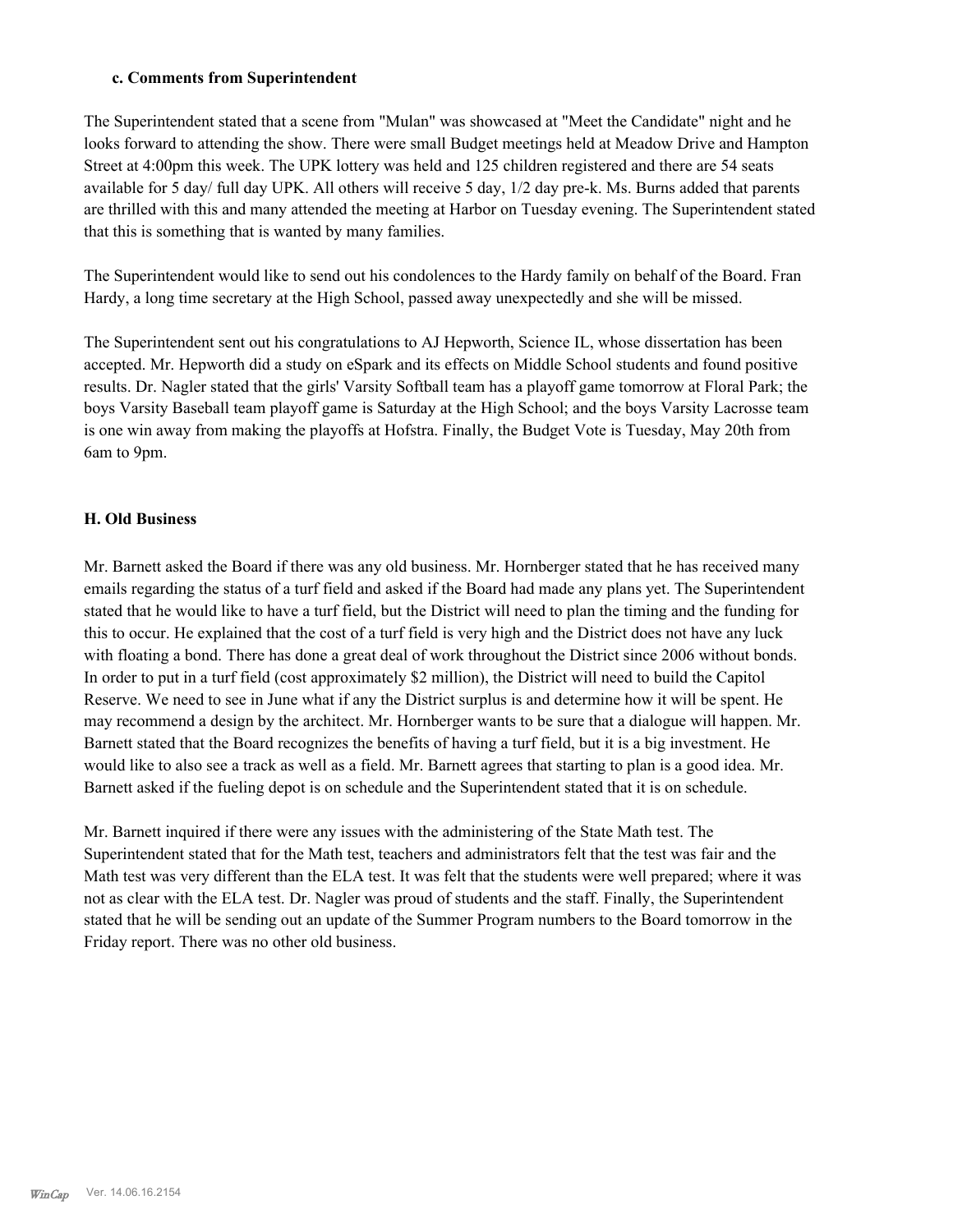### c. Comments from Superintendent

The Superintendent stated that a scene from "Mulan" was showcased at "Meet the Candidate" night and he looks forward to attending the show. There were small Budget meetings held at Meadow Drive and Hampton Street at 4:00pm this week. The UPK lottery was held and 125 children registered and there are 54 seats available for 5 day/ full day UPK. All others will receive 5 day, 1/2 day pre-k. Ms. Burns added that parents are thrilled with this and many attended the meeting at Harbor on Tuesday evening. The Superintendent stated that this is something that is wanted by many families.

The Superintendent would like to send out his condolences to the Hardy family on behalf of the Board. Fran Hardy, a long time secretary at the High School, passed away unexpectedly and she will be missed.

The Superintendent sent out his congratulations to AJ Hepworth, Science IL, whose dissertation has been accepted. Mr. Hepworth did a study on eSpark and its effects on Middle School students and found positive results. Dr. Nagler stated that the girls' Varsity Softball team has a playoff game tomorrow at Floral Park; the boys Varsity Baseball team playoff game is Saturday at the High School; and the boys Varsity Lacrosse team is one win away from making the playoffs at Hofstra. Finally, the Budget Vote is Tuesday, May 20th from 6am to 9pm.

## H. Old Business

Mr. Barnett asked the Board if there was any old business. Mr. Hornberger stated that he has received many emails regarding the status of a turf field and asked if the Board had made any plans yet. The Superintendent stated that he would like to have a turf field, but the District will need to plan the timing and the funding for this to occur. He explained that the cost of a turf field is very high and the District does not have any luck with floating a bond. There has done a great deal of work throughout the District since 2006 without bonds. In order to put in a turf field (cost approximately $2 million), the District will need to build the Capitol Reserve. We need to see in June what if any the District surplus is and determine how it will be spent. He may recommend a design by the architect. Mr. Hornberger wants to be sure that a dialogue will happen. Mr. Barnett stated that the Board recognizes the benefits of having a turf field, but it is a big investment. He would like to also see a track as well as a field. Mr. Barnett agrees that starting to plan is a good idea. Mr. Barnett asked if the fueling depot is on schedule and the Superintendent stated that it is on schedule.

Mr. Barnett inquired if there were any issues with the administering of the State Math test. The Superintendent stated that for the Math test, teachers and administrators felt that the test was fair and the Math test was very different than the ELA test. It was felt that the students were well prepared; where it was not as clear with the ELA test. Dr. Nagler was proud of students and the staff. Finally, the Superintendent stated that he will be sending out an update of the Summer Program numbers to the Board tomorrow in the Friday report. There was no other old business.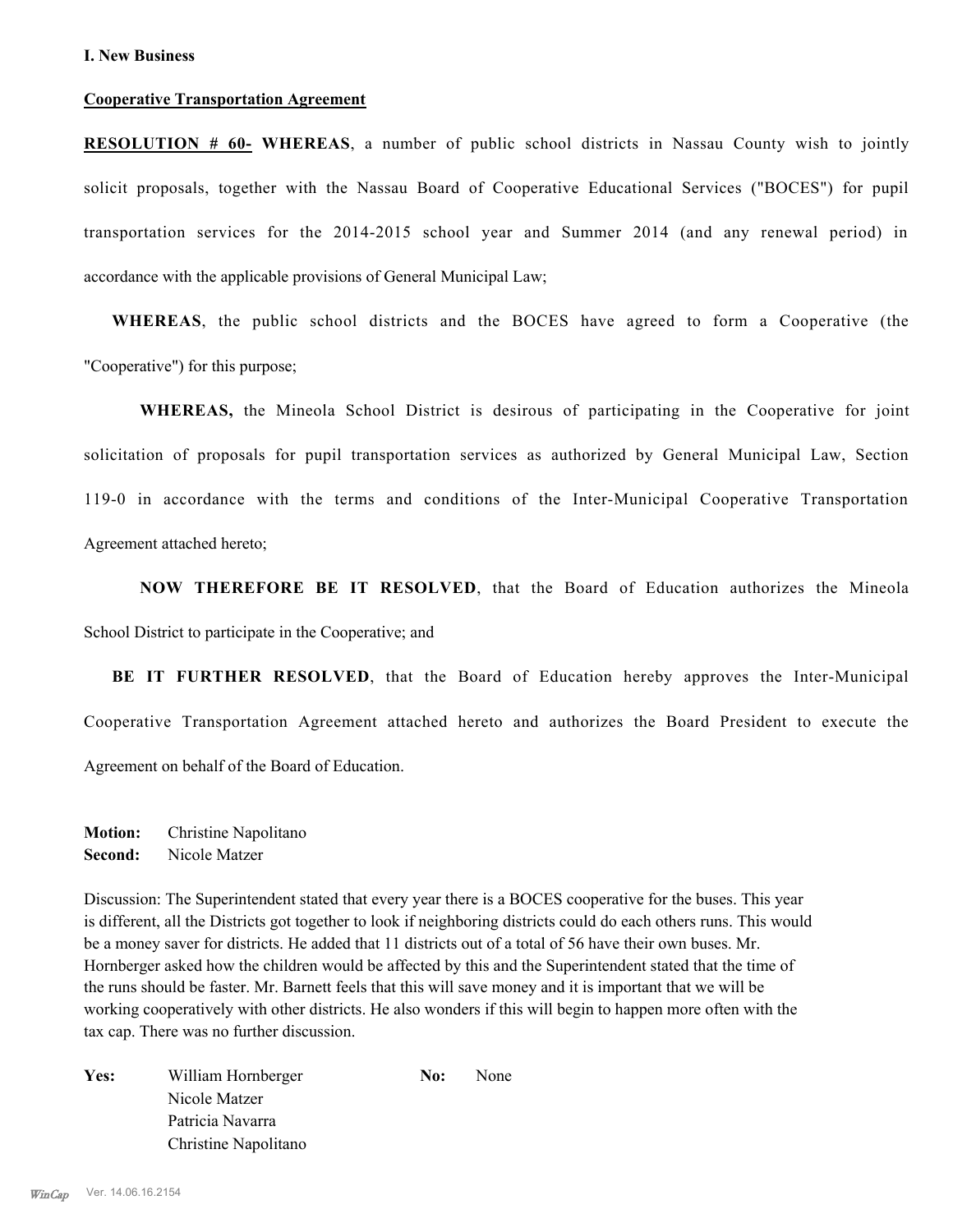**I. New Business**

**Cooperative Transportation Agreement**

**RESOLUTION # 60- WHEREAS**, a number of public school districts in Nassau County wish to jointly solicit proposals, together with the Nassau Board of Cooperative Educational Services ("BOCES") for pupil transportation services for the 2014-2015 school year and Summer 2014 (and any renewal period) in accordance with the applicable provisions of General Municipal Law;

**WHEREAS**, the public school districts and the BOCES have agreed to form a Cooperative (the "Cooperative") for this purpose;

**WHEREAS,** the Mineola School District is desirous of participating in the Cooperative for joint solicitation of proposals for pupil transportation services as authorized by General Municipal Law, Section 119-0 in accordance with the terms and conditions of the Inter-Municipal Cooperative Transportation Agreement attached hereto;

**NOW THEREFORE BE IT RESOLVED**, that the Board of Education authorizes the Mineola School District to participate in the Cooperative; and

**BE IT FURTHER RESOLVED**, that the Board of Education hereby approves the Inter-Municipal Cooperative Transportation Agreement attached hereto and authorizes the Board President to execute the Agreement on behalf of the Board of Education.

**Motion:** Christine Napolitano
**Second:** Nicole Matzer

Discussion: The Superintendent stated that every year there is a BOCES cooperative for the buses. This year is different, all the Districts got together to look if neighboring districts could do each others runs. This would be a money saver for districts. He added that 11 districts out of a total of 56 have their own buses. Mr. Hornberger asked how the children would be affected by this and the Superintendent stated that the time of the runs should be faster. Mr. Barnett feels that this will save money and it is important that we will be working cooperatively with other districts. He also wonders if this will begin to happen more often with the tax cap. There was no further discussion.

**Yes:** William Hornberger
Nicole Matzer
Patricia Navarra
Christine Napolitano

**No:** None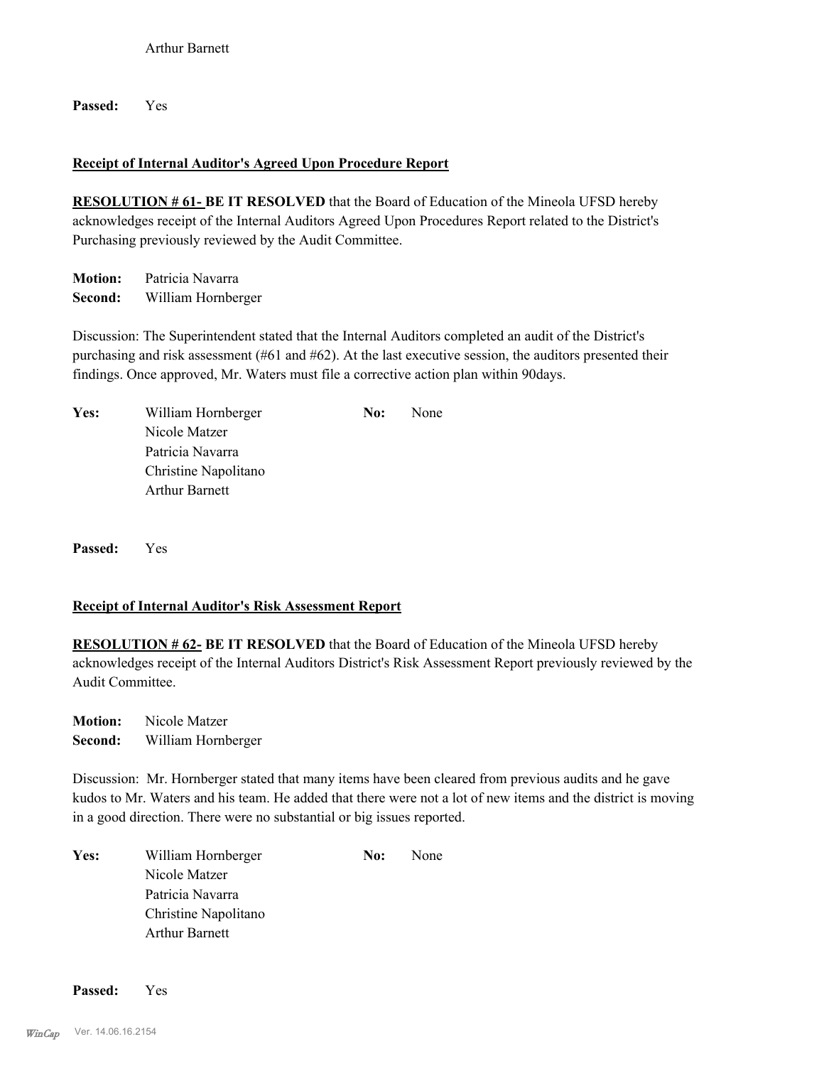Arthur Barnett

**Passed:** Yes

**Receipt of Internal Auditor's Agreed Upon Procedure Report**

**RESOLUTION # 61- BE IT RESOLVED** that the Board of Education of the Mineola UFSD hereby acknowledges receipt of the Internal Auditors Agreed Upon Procedures Report related to the District's Purchasing previously reviewed by the Audit Committee.

**Motion:** Patricia Navarra
**Second:** William Hornberger

Discussion: The Superintendent stated that the Internal Auditors completed an audit of the District's purchasing and risk assessment (#61 and #62). At the last executive session, the auditors presented their findings. Once approved, Mr. Waters must file a corrective action plan within 90days.

| | | | |
|---|---|---|---|
| **Yes:** | William Hornberger | **No:** | None |
| | Nicole Matzer | | |
| | Patricia Navarra | | |
| | Christine Napolitano | | |
| | Arthur Barnett | | |

**Passed:** Yes

**Receipt of Internal Auditor's Risk Assessment Report**

**RESOLUTION # 62- BE IT RESOLVED** that the Board of Education of the Mineola UFSD hereby acknowledges receipt of the Internal Auditors District's Risk Assessment Report previously reviewed by the Audit Committee.

**Motion:** Nicole Matzer
**Second:** William Hornberger

Discussion: Mr. Hornberger stated that many items have been cleared from previous audits and he gave kudos to Mr. Waters and his team. He added that there were not a lot of new items and the district is moving in a good direction. There were no substantial or big issues reported.

| | | | |
|---|---|---|---|
| **Yes:** | William Hornberger | **No:** | None |
| | Nicole Matzer | | |
| | Patricia Navarra | | |
| | Christine Napolitano | | |
| | Arthur Barnett | | |

**Passed:** Yes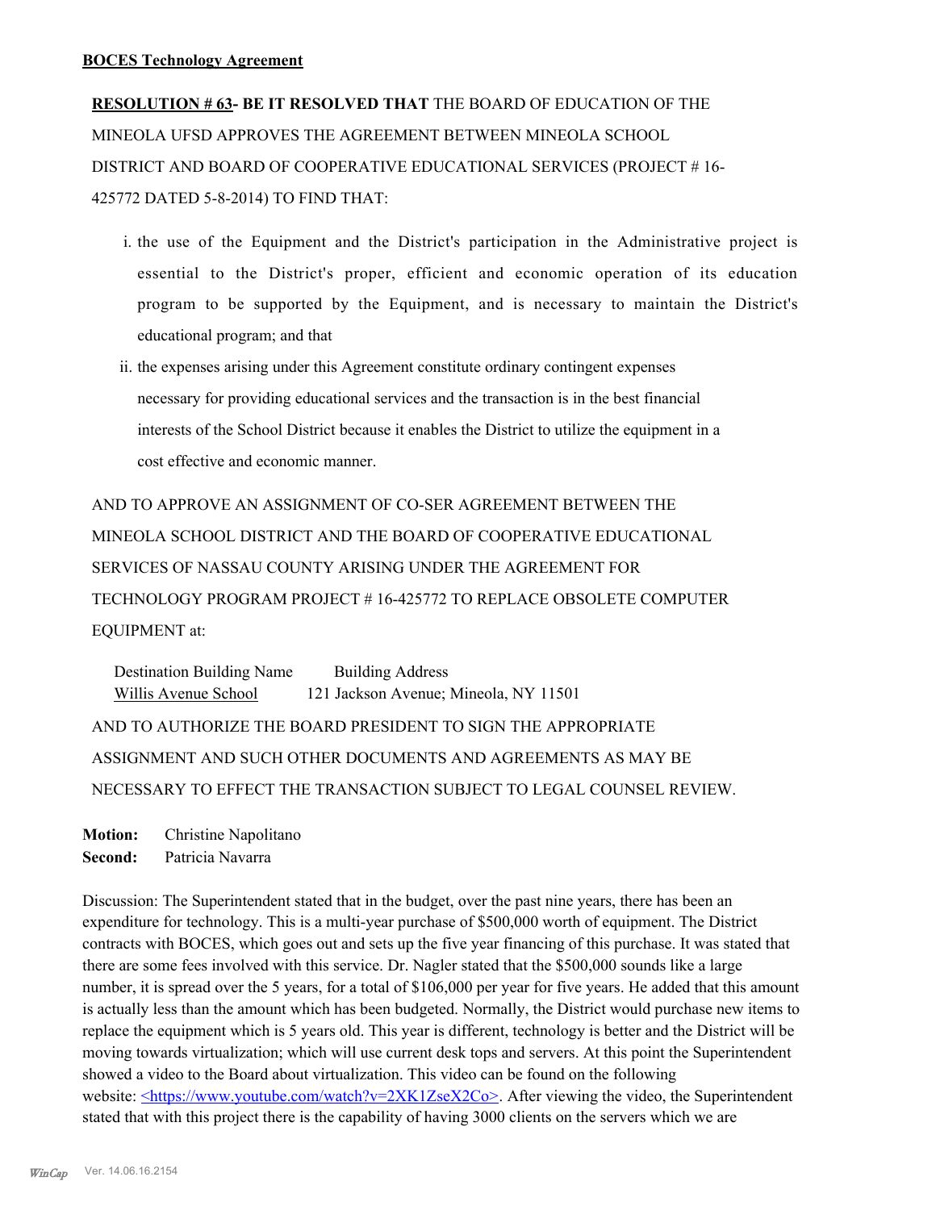**BOCES Technology Agreement**

**RESOLUTION # 63- BE IT RESOLVED THAT** THE BOARD OF EDUCATION OF THE MINEOLA UFSD APPROVES THE AGREEMENT BETWEEN MINEOLA SCHOOL DISTRICT AND BOARD OF COOPERATIVE EDUCATIONAL SERVICES (PROJECT # 16-425772 DATED 5-8-2014) TO FIND THAT:

i. the use of the Equipment and the District's participation in the Administrative project is essential to the District's proper, efficient and economic operation of its education program to be supported by the Equipment, and is necessary to maintain the District's educational program; and that

ii. the expenses arising under this Agreement constitute ordinary contingent expenses necessary for providing educational services and the transaction is in the best financial interests of the School District because it enables the District to utilize the equipment in a cost effective and economic manner.

AND TO APPROVE AN ASSIGNMENT OF CO-SER AGREEMENT BETWEEN THE MINEOLA SCHOOL DISTRICT AND THE BOARD OF COOPERATIVE EDUCATIONAL SERVICES OF NASSAU COUNTY ARISING UNDER THE AGREEMENT FOR TECHNOLOGY PROGRAM PROJECT # 16-425772 TO REPLACE OBSOLETE COMPUTER EQUIPMENT at:

| Destination Building Name | Building Address |
|---|---|
| Willis Avenue School | 121 Jackson Avenue; Mineola, NY 11501 |

AND TO AUTHORIZE THE BOARD PRESIDENT TO SIGN THE APPROPRIATE ASSIGNMENT AND SUCH OTHER DOCUMENTS AND AGREEMENTS AS MAY BE NECESSARY TO EFFECT THE TRANSACTION SUBJECT TO LEGAL COUNSEL REVIEW.

**Motion:** Christine Napolitano
**Second:** Patricia Navarra

Discussion: The Superintendent stated that in the budget, over the past nine years, there has been an expenditure for technology. This is a multi-year purchase of $500,000 worth of equipment. The District contracts with BOCES, which goes out and sets up the five year financing of this purchase. It was stated that there are some fees involved with this service. Dr. Nagler stated that the $500,000 sounds like a large number, it is spread over the 5 years, for a total of $106,000 per year for five years. He added that this amount is actually less than the amount which has been budgeted. Normally, the District would purchase new items to replace the equipment which is 5 years old. This year is different, technology is better and the District will be moving towards virtualization; which will use current desk tops and servers. At this point the Superintendent showed a video to the Board about virtualization. This video can be found on the following website: <https://www.youtube.com/watch?v=2XK1ZseX2Co>. After viewing the video, the Superintendent stated that with this project there is the capability of having 3000 clients on the servers which we are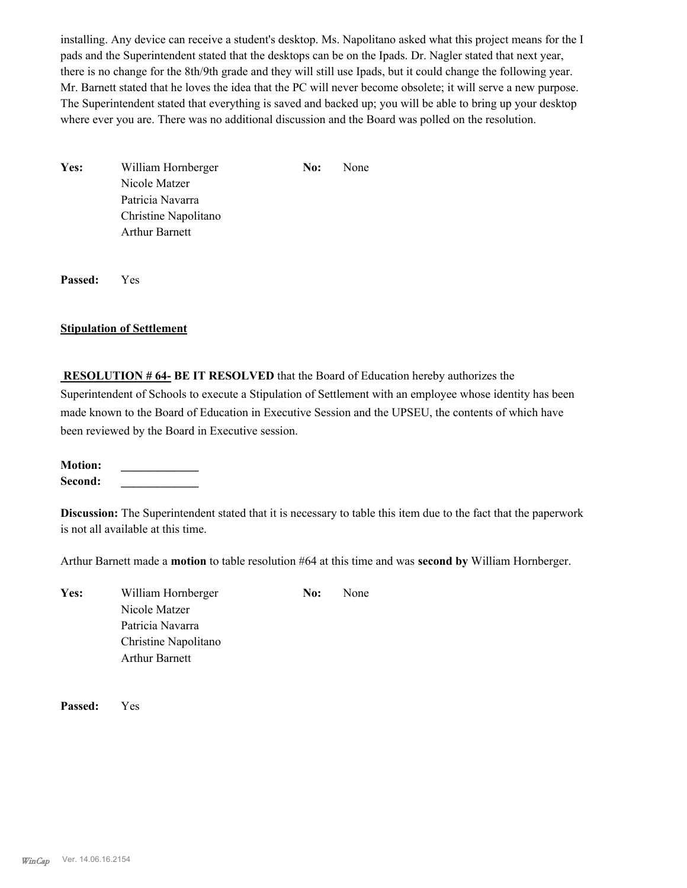installing. Any device can receive a student's desktop. Ms. Napolitano asked what this project means for the I pads and the Superintendent stated that the desktops can be on the Ipads. Dr. Nagler stated that next year, there is no change for the 8th/9th grade and they will still use Ipads, but it could change the following year. Mr. Barnett stated that he loves the idea that the PC will never become obsolete; it will serve a new purpose. The Superintendent stated that everything is saved and backed up; you will be able to bring up your desktop where ever you are. There was no additional discussion and the Board was polled on the resolution.

**Yes:** William Hornberger
Nicole Matzer
Patricia Navarra
Christine Napolitano
Arthur Barnett

**No:** None

**Passed:** Yes

**Stipulation of Settlement**

**RESOLUTION # 64- BE IT RESOLVED** that the Board of Education hereby authorizes the Superintendent of Schools to execute a Stipulation of Settlement with an employee whose identity has been made known to the Board of Education in Executive Session and the UPSEU, the contents of which have been reviewed by the Board in Executive session.

**Motion:** _____________
**Second:** _____________

**Discussion:** The Superintendent stated that it is necessary to table this item due to the fact that the paperwork is not all available at this time.

Arthur Barnett made a **motion** to table resolution #64 at this time and was **second by** William Hornberger.

**Yes:** William Hornberger
Nicole Matzer
Patricia Navarra
Christine Napolitano
Arthur Barnett

**No:** None

**Passed:** Yes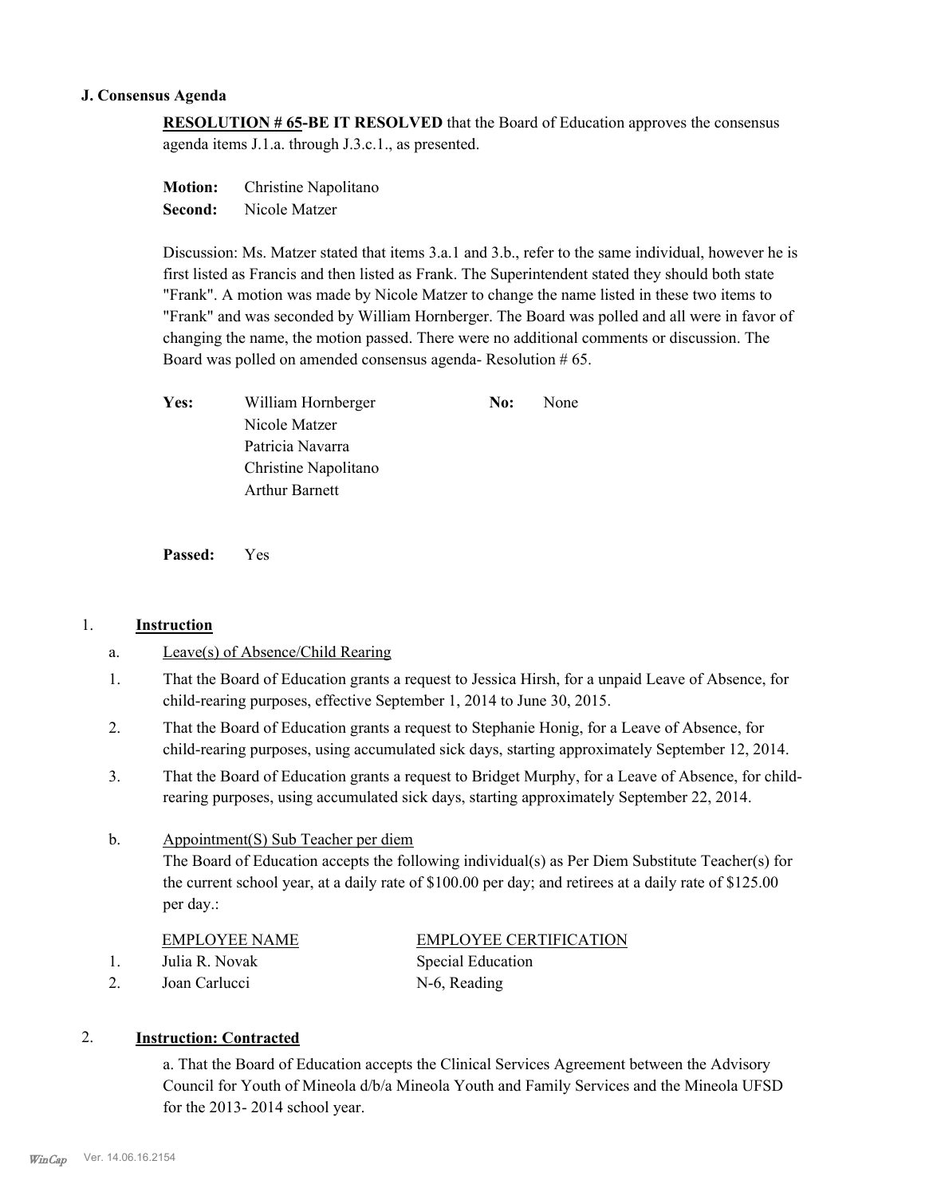### J. Consensus Agenda

**RESOLUTION # 65-BE IT RESOLVED** that the Board of Education approves the consensus agenda items J.1.a. through J.3.c.1., as presented.

**Motion:** Christine Napolitano
**Second:** Nicole Matzer

Discussion: Ms. Matzer stated that items 3.a.1 and 3.b., refer to the same individual, however he is first listed as Francis and then listed as Frank. The Superintendent stated they should both state "Frank". A motion was made by Nicole Matzer to change the name listed in these two items to "Frank" and was seconded by William Hornberger. The Board was polled and all were in favor of changing the name, the motion passed. There were no additional comments or discussion. The Board was polled on amended consensus agenda- Resolution # 65.

| | | | |
|---|---|---|---|
| **Yes:** | William Hornberger | **No:** | None |
| | Nicole Matzer | | |
| | Patricia Navarra | | |
| | Christine Napolitano | | |
| | Arthur Barnett | | |

**Passed:** Yes

1. **Instruction**

a. Leave(s) of Absence/Child Rearing

1. That the Board of Education grants a request to Jessica Hirsh, for a unpaid Leave of Absence, for child-rearing purposes, effective September 1, 2014 to June 30, 2015.
2. That the Board of Education grants a request to Stephanie Honig, for a Leave of Absence, for child-rearing purposes, using accumulated sick days, starting approximately September 12, 2014.
3. That the Board of Education grants a request to Bridget Murphy, for a Leave of Absence, for child-rearing purposes, using accumulated sick days, starting approximately September 22, 2014.

b. Appointment(S) Sub Teacher per diem

The Board of Education accepts the following individual(s) as Per Diem Substitute Teacher(s) for the current school year, at a daily rate of $100.00 per day; and retirees at a daily rate of $125.00 per day.:

| | EMPLOYEE NAME | EMPLOYEE CERTIFICATION |
|---|---|---|
| 1. | Julia R. Novak | Special Education |
| 2. | Joan Carlucci | N-6, Reading |

2. **Instruction: Contracted**

a. That the Board of Education accepts the Clinical Services Agreement between the Advisory Council for Youth of Mineola d/b/a Mineola Youth and Family Services and the Mineola UFSD for the 2013- 2014 school year.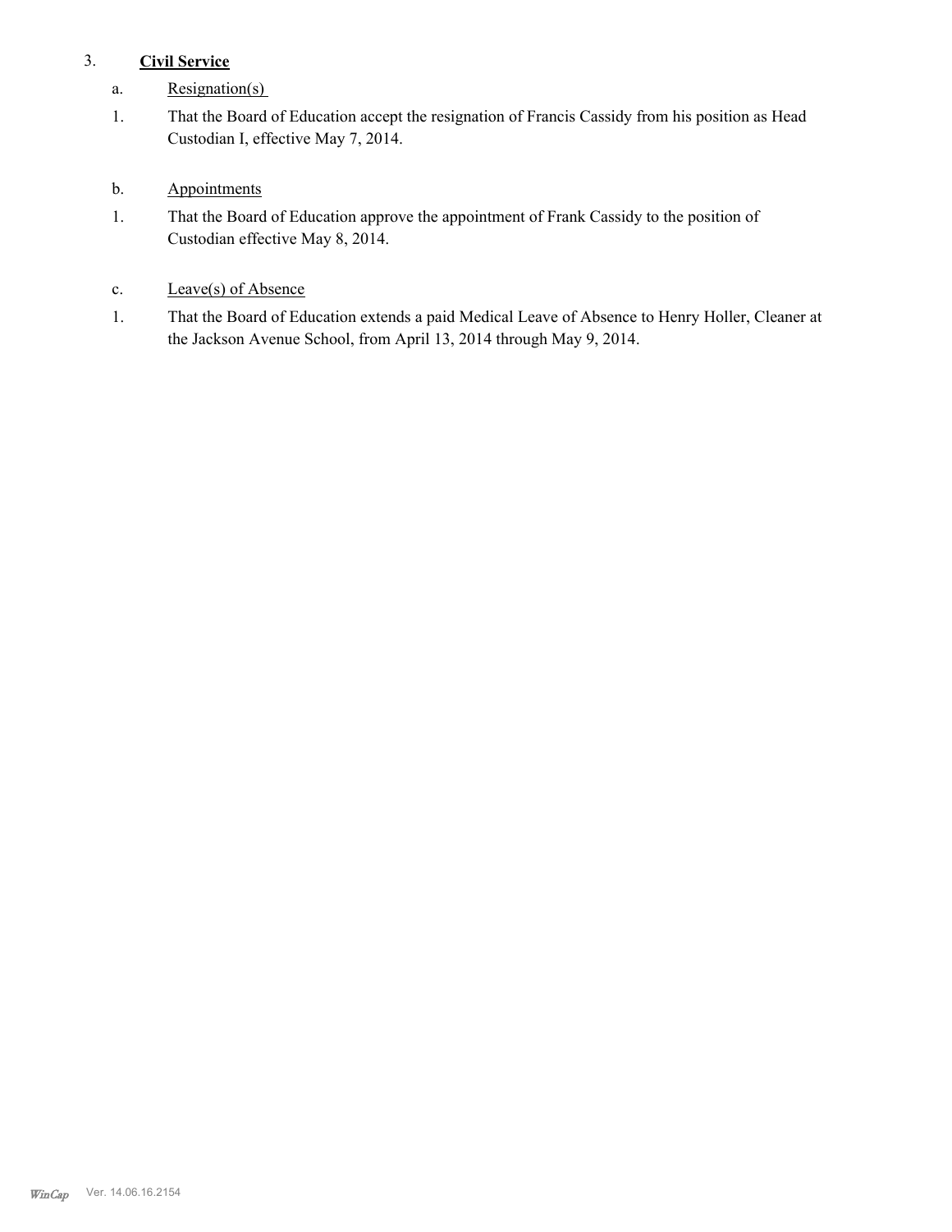3. **Civil Service**

a. Resignation(s)

1. That the Board of Education accept the resignation of Francis Cassidy from his position as Head Custodian I, effective May 7, 2014.

b. Appointments

1. That the Board of Education approve the appointment of Frank Cassidy to the position of Custodian effective May 8, 2014.

c. Leave(s) of Absence

1. That the Board of Education extends a paid Medical Leave of Absence to Henry Holler, Cleaner at the Jackson Avenue School, from April 13, 2014 through May 9, 2014.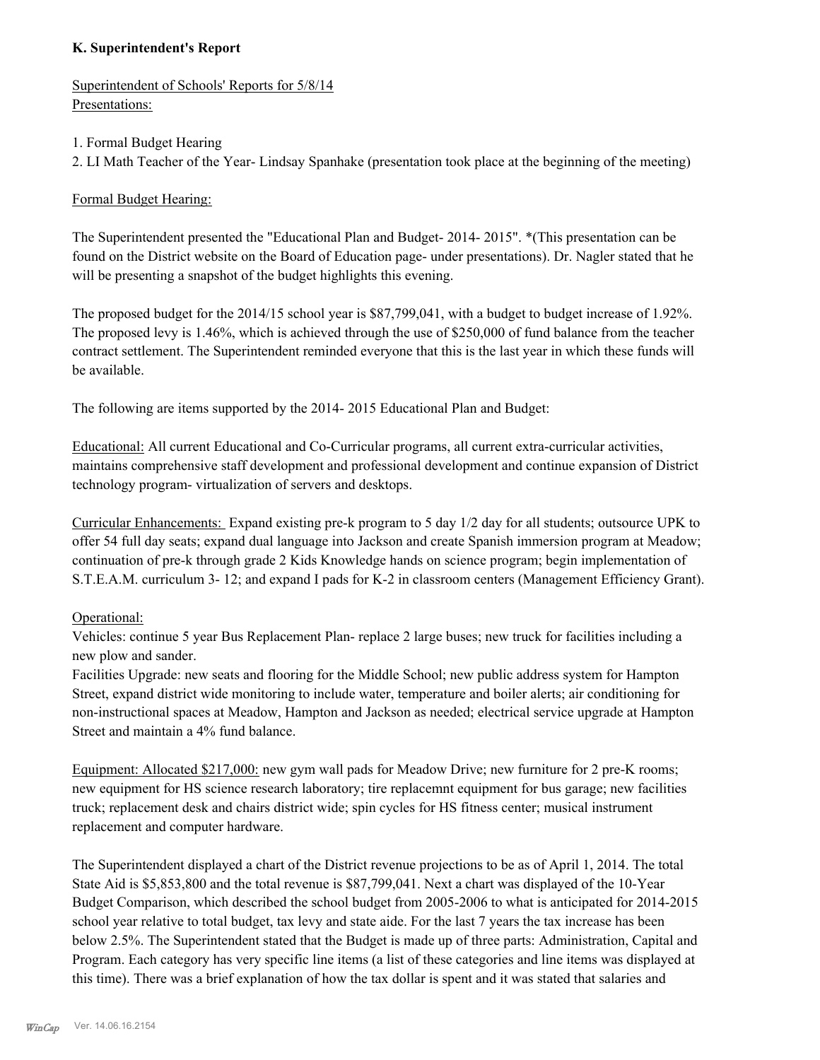**K. Superintendent's Report**

Superintendent of Schools' Reports for 5/8/14
Presentations:

1. Formal Budget Hearing
2. LI Math Teacher of the Year- Lindsay Spanhake (presentation took place at the beginning of the meeting)

Formal Budget Hearing:

The Superintendent presented the "Educational Plan and Budget- 2014- 2015". *(This presentation can be found on the District website on the Board of Education page- under presentations). Dr. Nagler stated that he will be presenting a snapshot of the budget highlights this evening.

The proposed budget for the 2014/15 school year is $87,799,041, with a budget to budget increase of 1.92%. The proposed levy is 1.46%, which is achieved through the use of $250,000 of fund balance from the teacher contract settlement. The Superintendent reminded everyone that this is the last year in which these funds will be available.

The following are items supported by the 2014- 2015 Educational Plan and Budget:

Educational: All current Educational and Co-Curricular programs, all current extra-curricular activities, maintains comprehensive staff development and professional development and continue expansion of District technology program- virtualization of servers and desktops.

Curricular Enhancements: Expand existing pre-k program to 5 day 1/2 day for all students; outsource UPK to offer 54 full day seats; expand dual language into Jackson and create Spanish immersion program at Meadow; continuation of pre-k through grade 2 Kids Knowledge hands on science program; begin implementation of S.T.E.A.M. curriculum 3- 12; and expand I pads for K-2 in classroom centers (Management Efficiency Grant).

Operational:
Vehicles: continue 5 year Bus Replacement Plan- replace 2 large buses; new truck for facilities including a new plow and sander.
Facilities Upgrade: new seats and flooring for the Middle School; new public address system for Hampton Street, expand district wide monitoring to include water, temperature and boiler alerts; air conditioning for non-instructional spaces at Meadow, Hampton and Jackson as needed; electrical service upgrade at Hampton Street and maintain a 4% fund balance.

Equipment: Allocated $217,000: new gym wall pads for Meadow Drive; new furniture for 2 pre-K rooms; new equipment for HS science research laboratory; tire replacemnt equipment for bus garage; new facilities truck; replacement desk and chairs district wide; spin cycles for HS fitness center; musical instrument replacement and computer hardware.

The Superintendent displayed a chart of the District revenue projections to be as of April 1, 2014. The total State Aid is $5,853,800 and the total revenue is $87,799,041. Next a chart was displayed of the 10-Year Budget Comparison, which described the school budget from 2005-2006 to what is anticipated for 2014-2015 school year relative to total budget, tax levy and state aide. For the last 7 years the tax increase has been below 2.5%. The Superintendent stated that the Budget is made up of three parts: Administration, Capital and Program. Each category has very specific line items (a list of these categories and line items was displayed at this time). There was a brief explanation of how the tax dollar is spent and it was stated that salaries and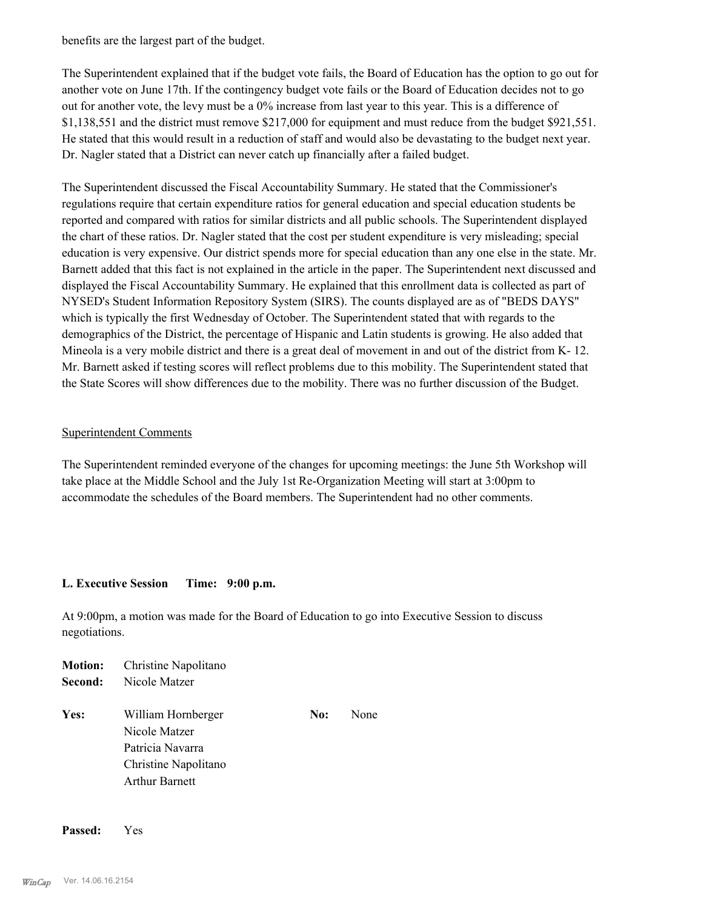benefits are the largest part of the budget.

The Superintendent explained that if the budget vote fails, the Board of Education has the option to go out for another vote on June 17th. If the contingency budget vote fails or the Board of Education decides not to go out for another vote, the levy must be a 0% increase from last year to this year. This is a difference of $1,138,551 and the district must remove $217,000 for equipment and must reduce from the budget $921,551. He stated that this would result in a reduction of staff and would also be devastating to the budget next year. Dr. Nagler stated that a District can never catch up financially after a failed budget.

The Superintendent discussed the Fiscal Accountability Summary. He stated that the Commissioner's regulations require that certain expenditure ratios for general education and special education students be reported and compared with ratios for similar districts and all public schools. The Superintendent displayed the chart of these ratios. Dr. Nagler stated that the cost per student expenditure is very misleading; special education is very expensive. Our district spends more for special education than any one else in the state. Mr. Barnett added that this fact is not explained in the article in the paper. The Superintendent next discussed and displayed the Fiscal Accountability Summary. He explained that this enrollment data is collected as part of NYSED's Student Information Repository System (SIRS). The counts displayed are as of "BEDS DAYS" which is typically the first Wednesday of October. The Superintendent stated that with regards to the demographics of the District, the percentage of Hispanic and Latin students is growing. He also added that Mineola is a very mobile district and there is a great deal of movement in and out of the district from K- 12. Mr. Barnett asked if testing scores will reflect problems due to this mobility. The Superintendent stated that the State Scores will show differences due to the mobility. There was no further discussion of the Budget.

Superintendent Comments

The Superintendent reminded everyone of the changes for upcoming meetings: the June 5th Workshop will take place at the Middle School and the July 1st Re-Organization Meeting will start at 3:00pm to accommodate the schedules of the Board members. The Superintendent had no other comments.

**L. Executive Session Time: 9:00 p.m.**

At 9:00pm, a motion was made for the Board of Education to go into Executive Session to discuss negotiations.

**Motion:** Christine Napolitano
**Second:** Nicole Matzer

**Yes:** William Hornberger
Nicole Matzer
Patricia Navarra
Christine Napolitano
Arthur Barnett

**No:** None

**Passed:** Yes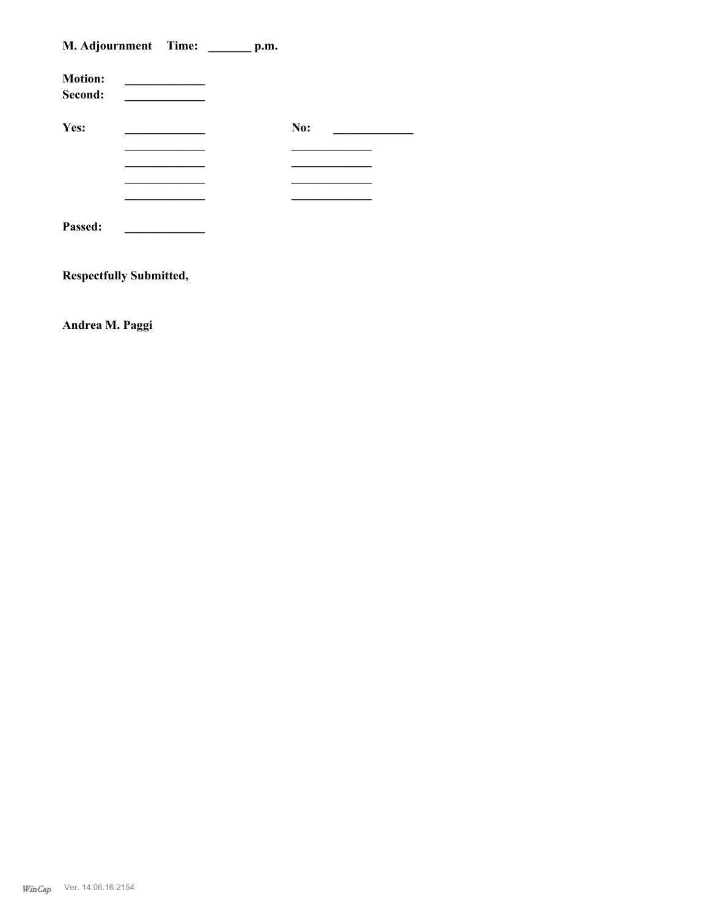**M. Adjournment Time: _______ p.m.**

**Motion:** _____________
**Second:** _____________

| | | | |
|---|---|---|---|
| **Yes:** | _____________ | **No:** | _____________ |
| | _____________ | | _____________ |
| | _____________ | | _____________ |
| | _____________ | | _____________ |
| | _____________ | | _____________ |

**Passed:** _____________

**Respectfully Submitted,**

**Andrea M. Paggi**

*WinCap* Ver. 14.06.16.2154